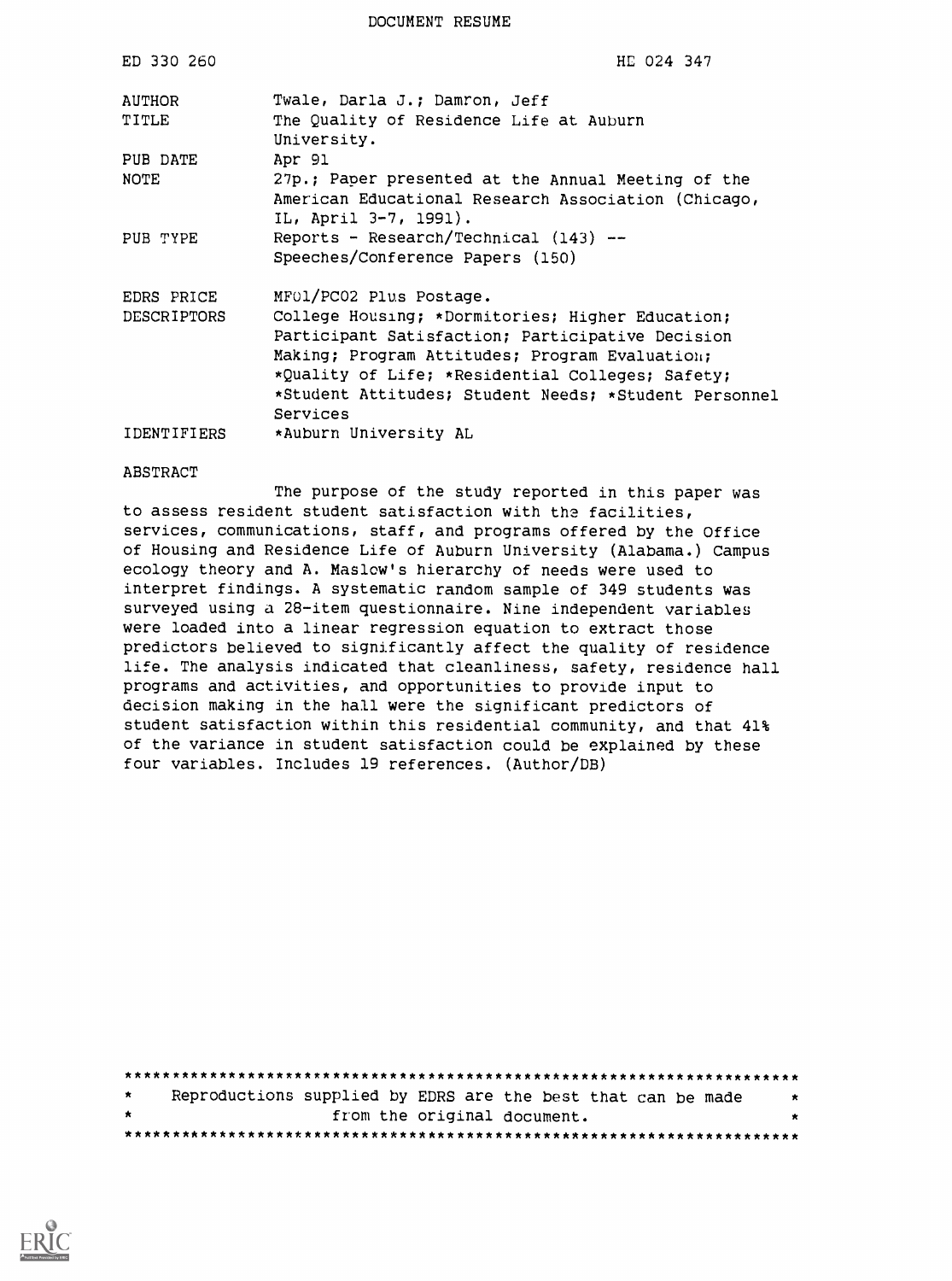DOCUMENT RESUME

| | |
|---|---|
| ED 330 260 | HE 024 347 |
| AUTHOR | Twale, Darla J.; Damron, Jeff |
| TITLE | The Quality of Residence Life at Auburn University. |
| PUB DATE | Apr 91 |
| NOTE | 27p.; Paper presented at the Annual Meeting of the American Educational Research Association (Chicago, IL, April 3-7, 1991). |
| PUB TYPE | Reports - Research/Technical (143) -- Speeches/Conference Papers (150) |
| EDRS PRICE | MF01/PC02 Plus Postage. |
| DESCRIPTORS | College Housing; *Dormitories; Higher Education; Participant Satisfaction; Participative Decision Making; Program Attitudes; Program Evaluation; *Quality of Life; *Residential Colleges; Safety; *Student Attitudes; Student Needs; *Student Personnel Services |
| IDENTIFIERS | *Auburn University AL |

ABSTRACT

The purpose of the study reported in this paper was to assess resident student satisfaction with the facilities, services, communications, staff, and programs offered by the Office of Housing and Residence Life of Auburn University (Alabama.) Campus ecology theory and A. Maslow's hierarchy of needs were used to interpret findings. A systematic random sample of 349 students was surveyed using a 28-item questionnaire. Nine independent variables were loaded into a linear regression equation to extract those predictors believed to significantly affect the quality of residence life. The analysis indicated that cleanliness, safety, residence hall programs and activities, and opportunities to provide input to decision making in the hall were the significant predictors of student satisfaction within this residential community, and that 41% of the variance in student satisfaction could be explained by these four variables. Includes 19 references. (Author/DB)

***********************************************************************
* Reproductions supplied by EDRS are the best that can be made *
* from the original document. *
***********************************************************************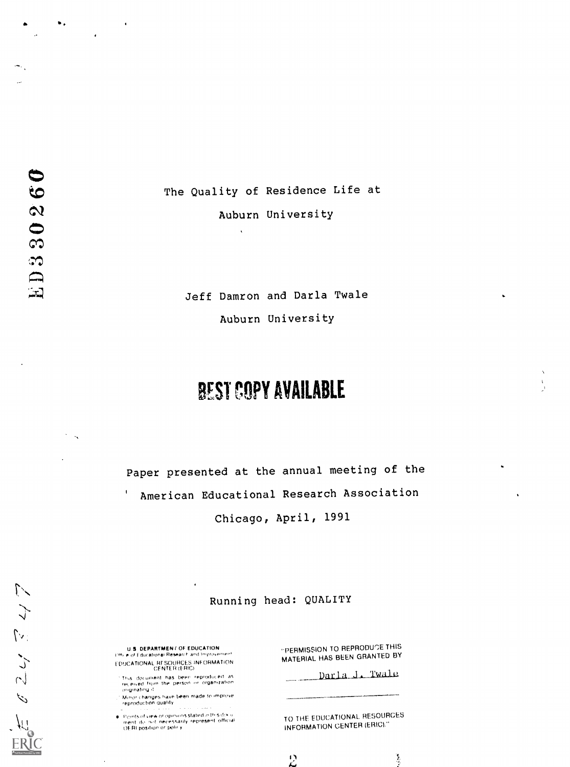The Quality of Residence Life at

Auburn University

Jeff Damron and Darla Twale

Auburn University

BEST COPY AVAILABLE

Paper presented at the annual meeting of the

American Educational Research Association

Chicago, April, 1991

Running head: QUALITY

U.S. DEPARTMENT OF EDUCATION
Office of Educational Research and Improvement
EDUCATIONAL RESOURCES INFORMATION CENTER (ERIC)

This document has been reproduced as received from the person or organization originating it.

Minor changes have been made to improve reproduction quality

Points of view or opinions stated in this document do not necessarily represent official OERI position or policy

"PERMISSION TO REPRODUCE THIS MATERIAL HAS BEEN GRANTED BY

Darla J. Twale

TO THE EDUCATIONAL RESOURCES INFORMATION CENTER (ERIC)."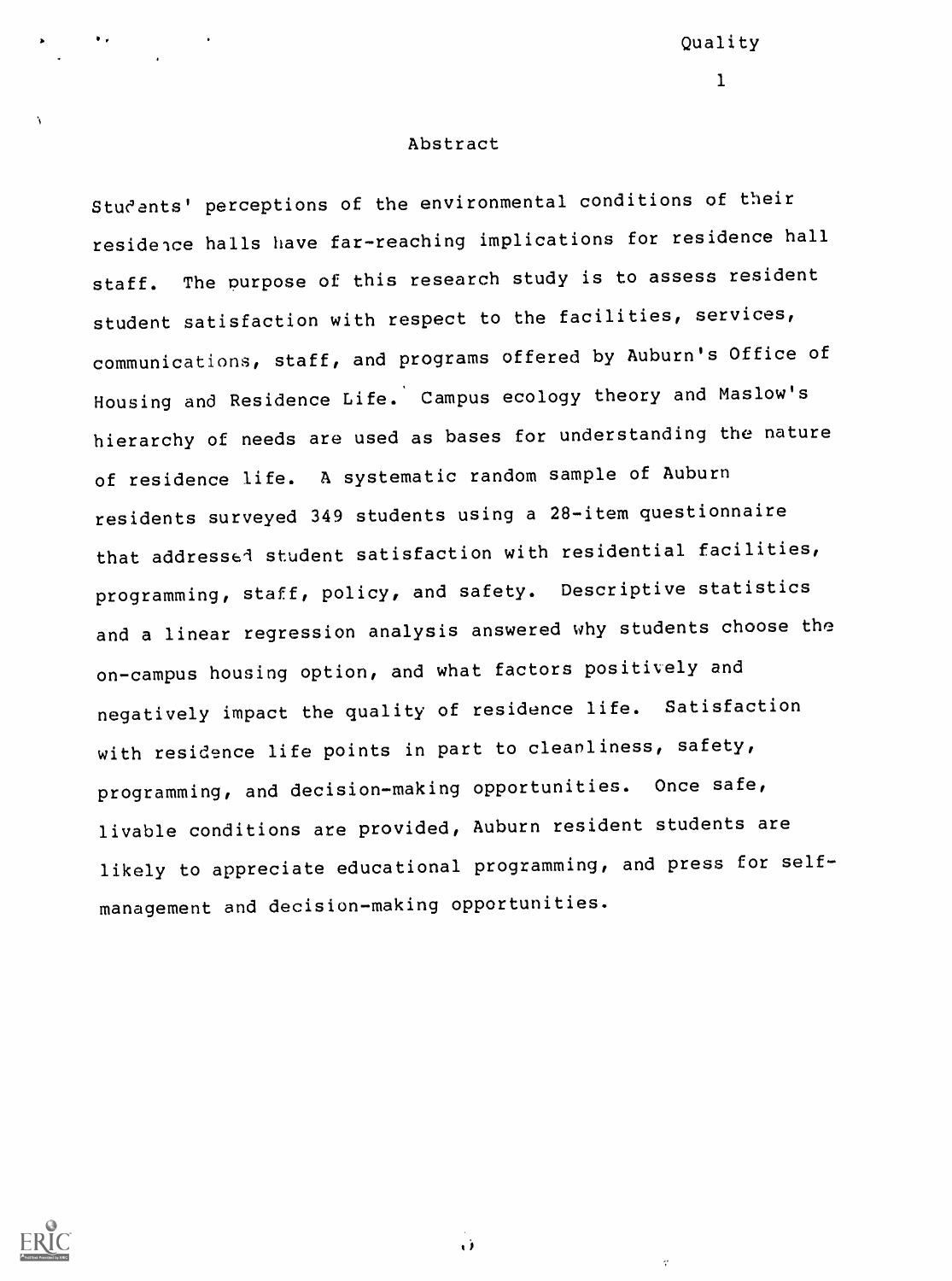# Abstract

Students' perceptions of the environmental conditions of their residence halls have far-reaching implications for residence hall staff. The purpose of this research study is to assess resident student satisfaction with respect to the facilities, services, communications, staff, and programs offered by Auburn's Office of Housing and Residence Life. Campus ecology theory and Maslow's hierarchy of needs are used as bases for understanding the nature of residence life. A systematic random sample of Auburn residents surveyed 349 students using a 28-item questionnaire that addressed student satisfaction with residential facilities, programming, staff, policy, and safety. Descriptive statistics and a linear regression analysis answered why students choose the on-campus housing option, and what factors positively and negatively impact the quality of residence life. Satisfaction with residence life points in part to cleanliness, safety, programming, and decision-making opportunities. Once safe, livable conditions are provided, Auburn resident students are likely to appreciate educational programming, and press for self-management and decision-making opportunities.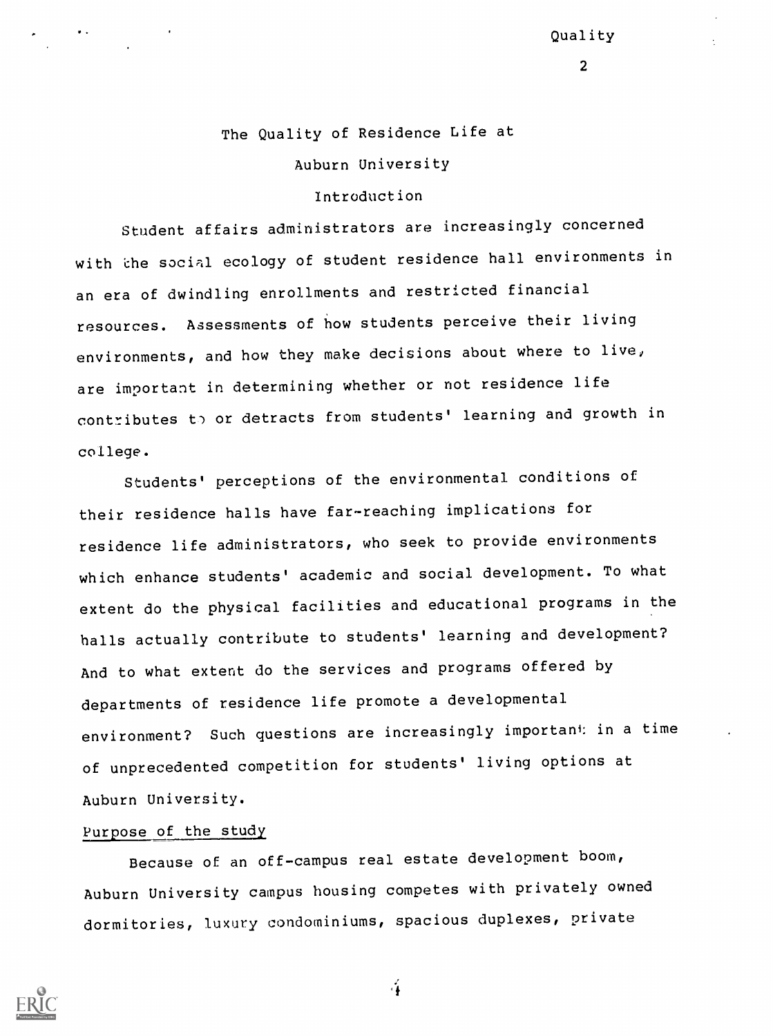# The Quality of Residence Life at Auburn University

## Introduction

Student affairs administrators are increasingly concerned with the social ecology of student residence hall environments in an era of dwindling enrollments and restricted financial resources. Assessments of how students perceive their living environments, and how they make decisions about where to live, are important in determining whether or not residence life contributes to or detracts from students' learning and growth in college.

Students' perceptions of the environmental conditions of their residence halls have far-reaching implications for residence life administrators, who seek to provide environments which enhance students' academic and social development. To what extent do the physical facilities and educational programs in the halls actually contribute to students' learning and development? And to what extent do the services and programs offered by departments of residence life promote a developmental environment? Such questions are increasingly important in a time of unprecedented competition for students' living options at Auburn University.

### Purpose of the study

Because of an off-campus real estate development boom, Auburn University campus housing competes with privately owned dormitories, luxury condominiums, spacious duplexes, private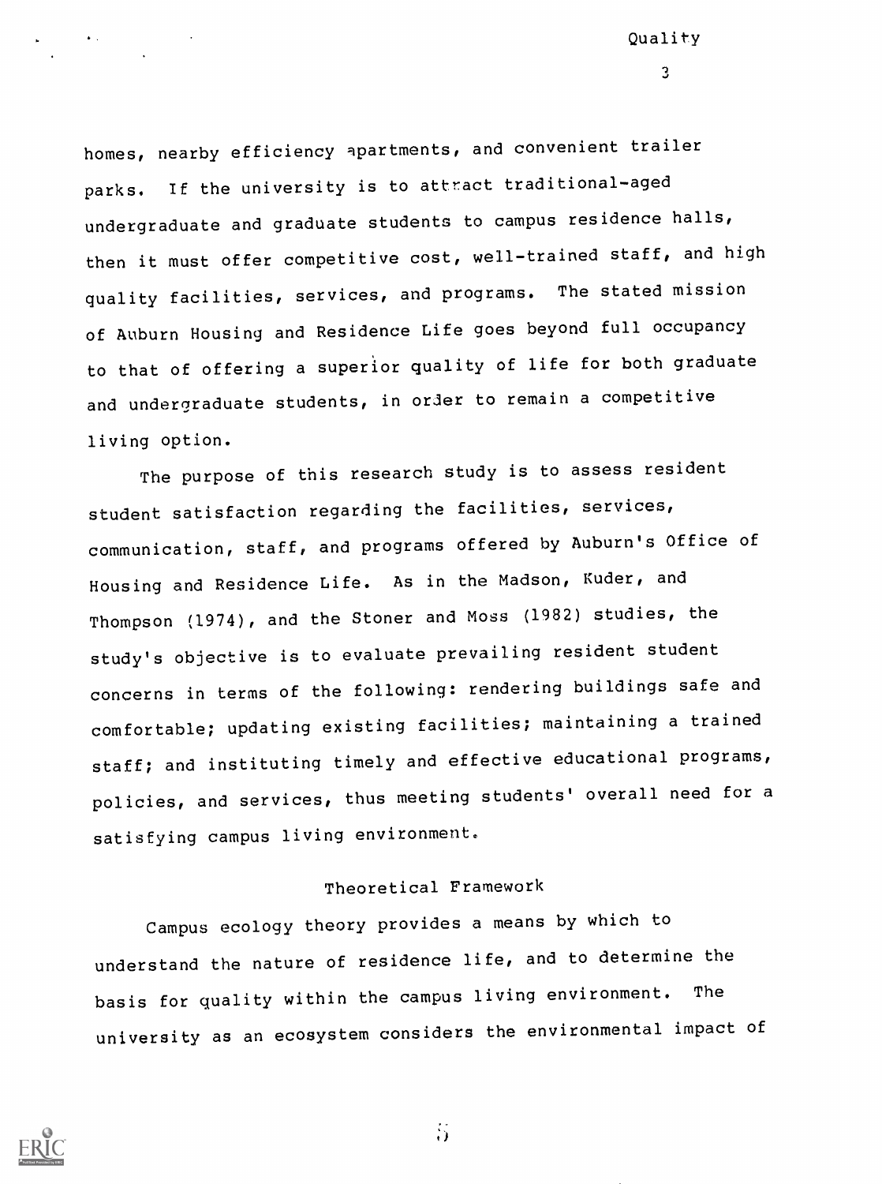homes, nearby efficiency apartments, and convenient trailer parks. If the university is to attract traditional-aged undergraduate and graduate students to campus residence halls, then it must offer competitive cost, well-trained staff, and high quality facilities, services, and programs. The stated mission of Auburn Housing and Residence Life goes beyond full occupancy to that of offering a superior quality of life for both graduate and undergraduate students, in order to remain a competitive living option.

The purpose of this research study is to assess resident student satisfaction regarding the facilities, services, communication, staff, and programs offered by Auburn's Office of Housing and Residence Life. As in the Madson, Kuder, and Thompson (1974), and the Stoner and Moss (1982) studies, the study's objective is to evaluate prevailing resident student concerns in terms of the following: rendering buildings safe and comfortable; updating existing facilities; maintaining a trained staff; and instituting timely and effective educational programs, policies, and services, thus meeting students' overall need for a satisfying campus living environment.

## Theoretical Framework

Campus ecology theory provides a means by which to understand the nature of residence life, and to determine the basis for quality within the campus living environment. The university as an ecosystem considers the environmental impact of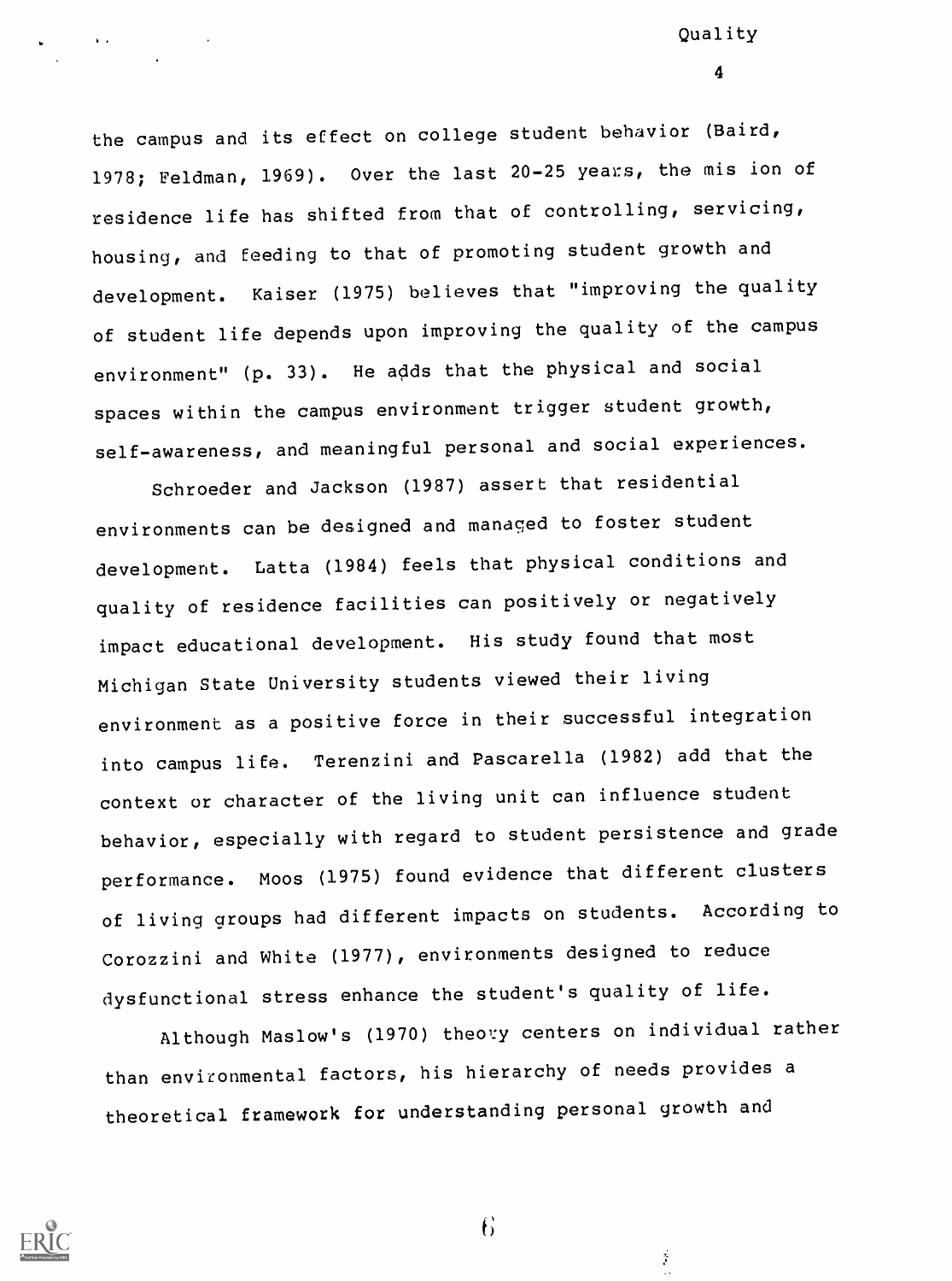the campus and its effect on college student behavior (Baird, 1978; Feldman, 1969). Over the last 20-25 years, the mis ion of residence life has shifted from that of controlling, servicing, housing, and feeding to that of promoting student growth and development. Kaiser (1975) believes that "improving the quality of student life depends upon improving the quality of the campus environment" (p. 33). He adds that the physical and social spaces within the campus environment trigger student growth, self-awareness, and meaningful personal and social experiences.

Schroeder and Jackson (1987) assert that residential environments can be designed and managed to foster student development. Latta (1984) feels that physical conditions and quality of residence facilities can positively or negatively impact educational development. His study found that most Michigan State University students viewed their living environment as a positive force in their successful integration into campus life. Terenzini and Pascarella (1982) add that the context or character of the living unit can influence student behavior, especially with regard to student persistence and grade performance. Moos (1975) found evidence that different clusters of living groups had different impacts on students. According to Corozzini and White (1977), environments designed to reduce dysfunctional stress enhance the student's quality of life.

Although Maslow's (1970) theory centers on individual rather than environmental factors, his hierarchy of needs provides a theoretical framework for understanding personal growth and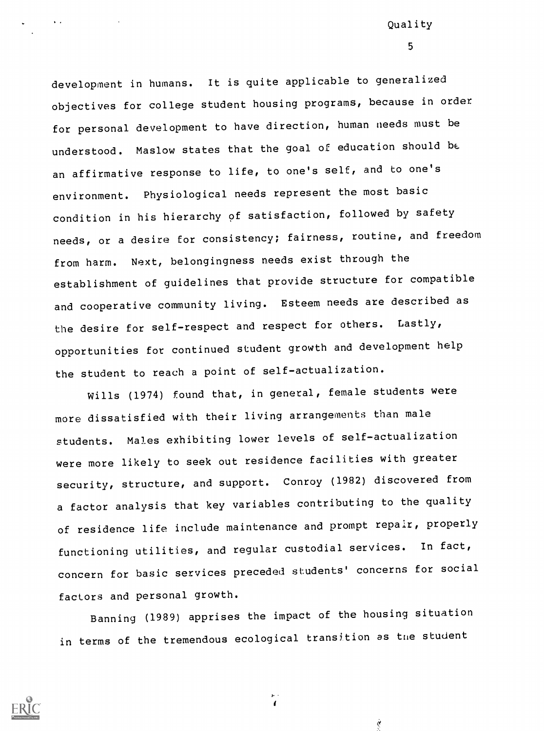development in humans. It is quite applicable to generalized objectives for college student housing programs, because in order for personal development to have direction, human needs must be understood. Maslow states that the goal of education should be an affirmative response to life, to one's self, and to one's environment. Physiological needs represent the most basic condition in his hierarchy of satisfaction, followed by safety needs, or a desire for consistency; fairness, routine, and freedom from harm. Next, belongingness needs exist through the establishment of guidelines that provide structure for compatible and cooperative community living. Esteem needs are described as the desire for self-respect and respect for others. Lastly, opportunities for continued student growth and development help the student to reach a point of self-actualization.

Wills (1974) found that, in general, female students were more dissatisfied with their living arrangements than male students. Males exhibiting lower levels of self-actualization were more likely to seek out residence facilities with greater security, structure, and support. Conroy (1982) discovered from a factor analysis that key variables contributing to the quality of residence life include maintenance and prompt repair, properly functioning utilities, and regular custodial services. In fact, concern for basic services preceded students' concerns for social factors and personal growth.

Banning (1989) apprises the impact of the housing situation in terms of the tremendous ecological transition as the student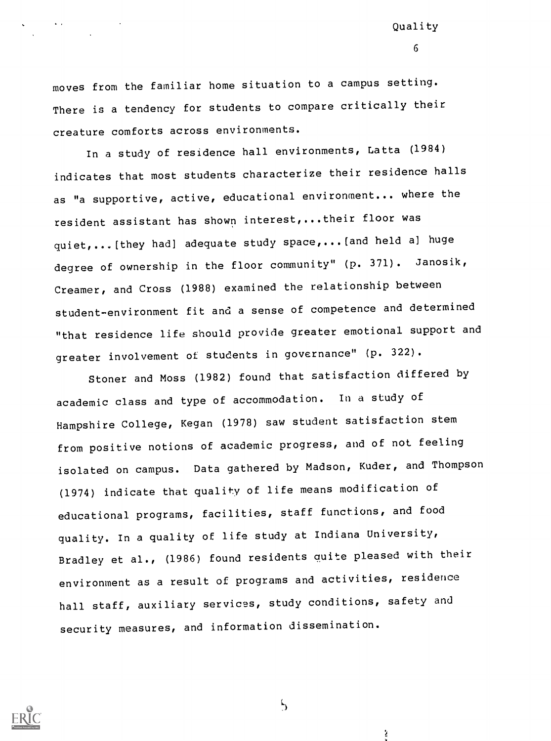moves from the familiar home situation to a campus setting. There is a tendency for students to compare critically their creature comforts across environments.

In a study of residence hall environments, Latta (1984) indicates that most students characterize their residence halls as "a supportive, active, educational environment... where the resident assistant has shown interest,...their floor was quiet,...[they had] adequate study space,...[and held a] huge degree of ownership in the floor community" (p. 371). Janosik, Creamer, and Cross (1988) examined the relationship between student-environment fit and a sense of competence and determined "that residence life should provide greater emotional support and greater involvement of students in governance" (p. 322).

Stoner and Moss (1982) found that satisfaction differed by academic class and type of accommodation. In a study of Hampshire College, Kegan (1978) saw student satisfaction stem from positive notions of academic progress, and of not feeling isolated on campus. Data gathered by Madson, Kuder, and Thompson (1974) indicate that quality of life means modification of educational programs, facilities, staff functions, and food quality. In a quality of life study at Indiana University, Bradley et al., (1986) found residents quite pleased with their environment as a result of programs and activities, residence hall staff, auxiliary services, study conditions, safety and security measures, and information dissemination.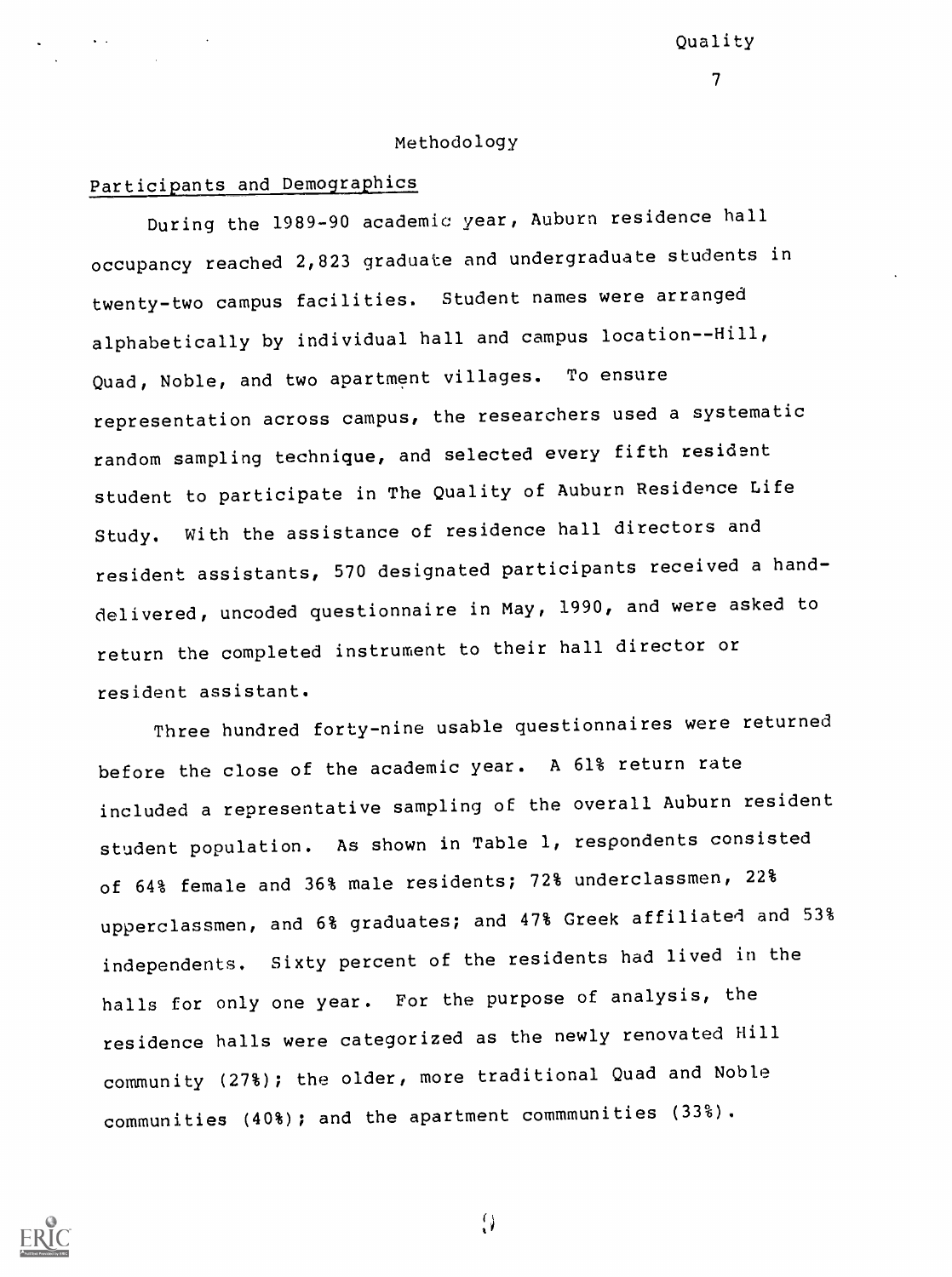# Methodology

## Participants and Demographics

During the 1989-90 academic year, Auburn residence hall occupancy reached 2,823 graduate and undergraduate students in twenty-two campus facilities. Student names were arranged alphabetically by individual hall and campus location--Hill, Quad, Noble, and two apartment villages. To ensure representation across campus, the researchers used a systematic random sampling technique, and selected every fifth resident student to participate in The Quality of Auburn Residence Life Study. With the assistance of residence hall directors and resident assistants, 570 designated participants received a hand-delivered, uncoded questionnaire in May, 1990, and were asked to return the completed instrument to their hall director or resident assistant.

Three hundred forty-nine usable questionnaires were returned before the close of the academic year. A 61% return rate included a representative sampling of the overall Auburn resident student population. As shown in Table 1, respondents consisted of 64% female and 36% male residents; 72% underclassmen, 22% upperclassmen, and 6% graduates; and 47% Greek affiliated and 53% independents. Sixty percent of the residents had lived in the halls for only one year. For the purpose of analysis, the residence halls were categorized as the newly renovated Hill community (27%); the older, more traditional Quad and Noble communities (40%); and the apartment commmunities (33%).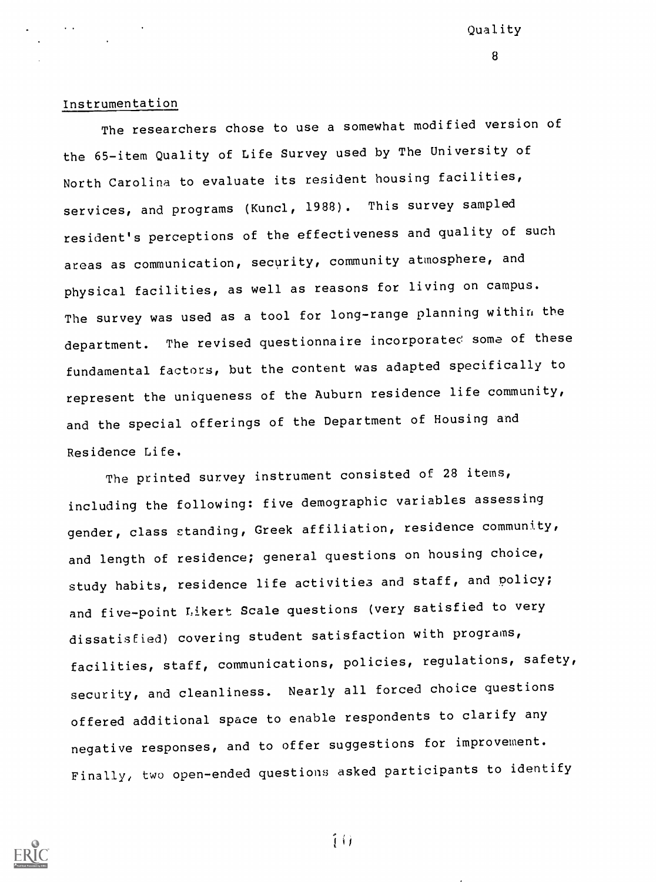## Instrumentation

The researchers chose to use a somewhat modified version of the 65-item Quality of Life Survey used by The University of North Carolina to evaluate its resident housing facilities, services, and programs (Kuncl, 1988). This survey sampled resident's perceptions of the effectiveness and quality of such areas as communication, security, community atmosphere, and physical facilities, as well as reasons for living on campus. The survey was used as a tool for long-range planning within the department. The revised questionnaire incorporated some of these fundamental factors, but the content was adapted specifically to represent the uniqueness of the Auburn residence life community, and the special offerings of the Department of Housing and Residence Life.

The printed survey instrument consisted of 28 items, including the following: five demographic variables assessing gender, class standing, Greek affiliation, residence community, and length of residence; general questions on housing choice, study habits, residence life activities and staff, and policy; and five-point Likert Scale questions (very satisfied to very dissatisfied) covering student satisfaction with programs, facilities, staff, communications, policies, regulations, safety, security, and cleanliness. Nearly all forced choice questions offered additional space to enable respondents to clarify any negative responses, and to offer suggestions for improvement. Finally, two open-ended questions asked participants to identify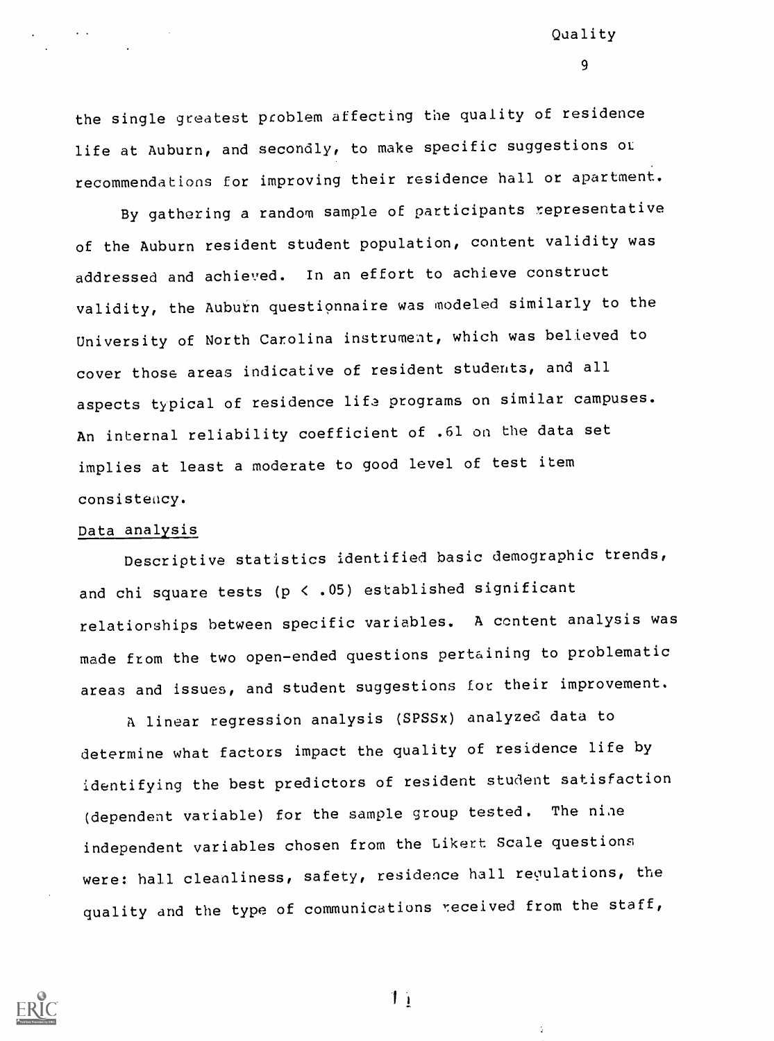the single greatest problem affecting the quality of residence life at Auburn, and secondly, to make specific suggestions or recommendations for improving their residence hall or apartment.

By gathering a random sample of participants representative of the Auburn resident student population, content validity was addressed and achieved. In an effort to achieve construct validity, the Auburn questionnaire was modeled similarly to the University of North Carolina instrument, which was believed to cover those areas indicative of resident students, and all aspects typical of residence life programs on similar campuses. An internal reliability coefficient of .61 on the data set implies at least a moderate to good level of test item consistency.

Data analysis

Descriptive statistics identified basic demographic trends, and chi square tests ($p < .05$) established significant relationships between specific variables. A content analysis was made from the two open-ended questions pertaining to problematic areas and issues, and student suggestions for their improvement.

A linear regression analysis (SPSSx) analyzed data to determine what factors impact the quality of residence life by identifying the best predictors of resident student satisfaction (dependent variable) for the sample group tested. The nine independent variables chosen from the Likert Scale questions were: hall cleanliness, safety, residence hall regulations, the quality and the type of communications received from the staff,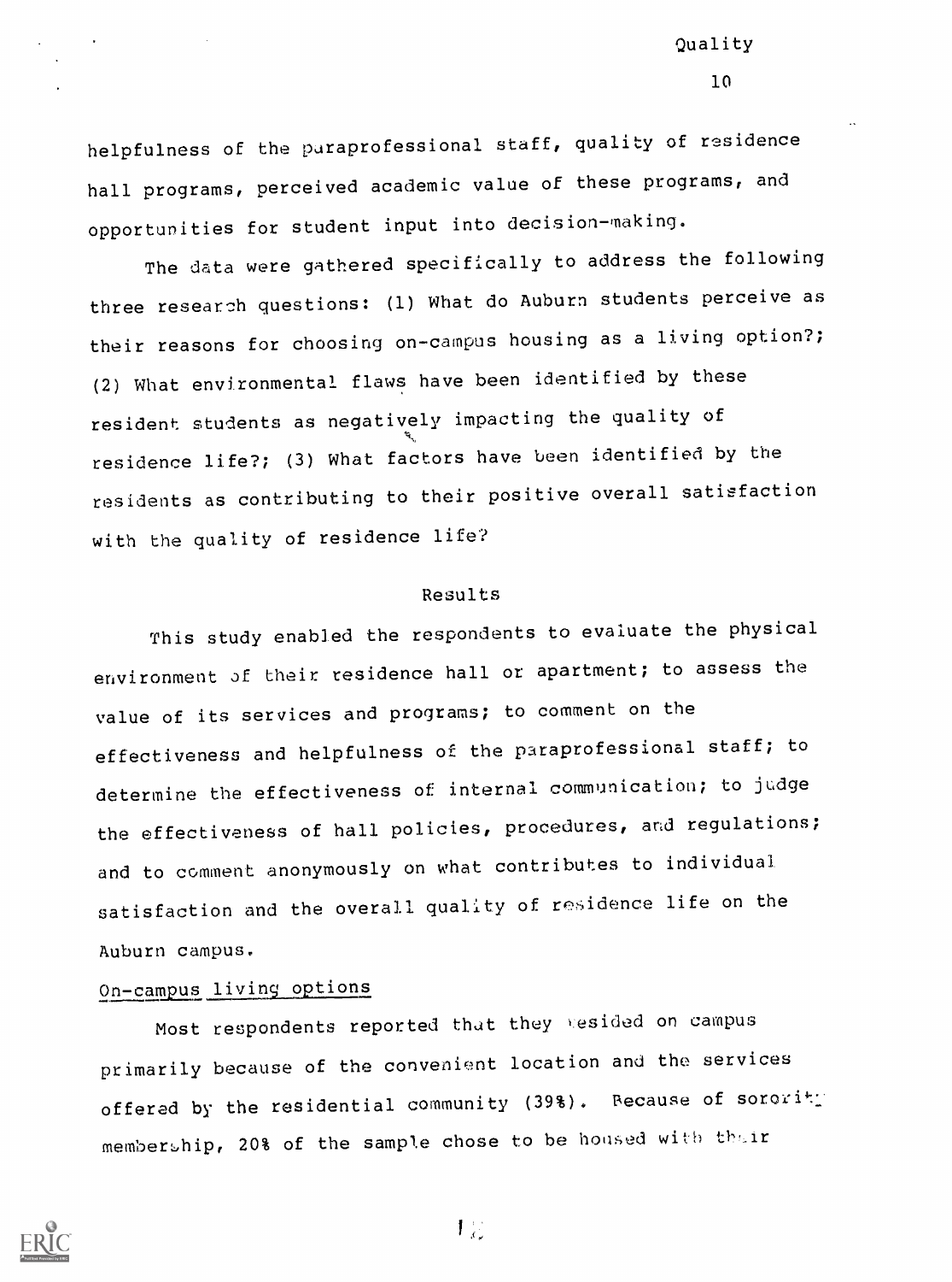helpfulness of the paraprofessional staff, quality of residence hall programs, perceived academic value of these programs, and opportunities for student input into decision-making.

The data were gathered specifically to address the following three research questions: (1) What do Auburn students perceive as their reasons for choosing on-campus housing as a living option?; (2) What environmental flaws have been identified by these resident students as negatively impacting the quality of residence life?; (3) What factors have been identified by the residents as contributing to their positive overall satisfaction with the quality of residence life?

## Results

This study enabled the respondents to evaluate the physical environment of their residence hall or apartment; to assess the value of its services and programs; to comment on the effectiveness and helpfulness of the paraprofessional staff; to determine the effectiveness of internal communication; to judge the effectiveness of hall policies, procedures, and regulations; and to comment anonymously on what contributes to individual satisfaction and the overall quality of residence life on the Auburn campus.

### On-campus living options

Most respondents reported that they resided on campus primarily because of the convenient location and the services offered by the residential community (39%). Because of sorority membership, 20% of the sample chose to be housed with their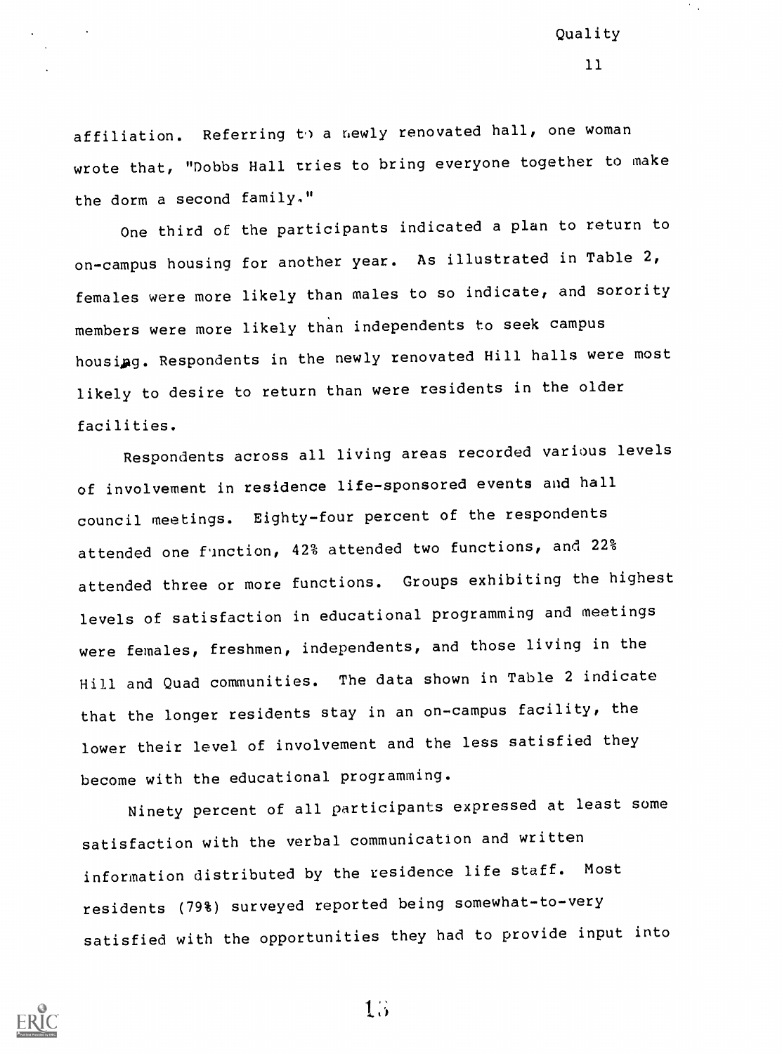affiliation. Referring to a newly renovated hall, one woman wrote that, "Dobbs Hall tries to bring everyone together to make the dorm a second family."

One third of the participants indicated a plan to return to on-campus housing for another year. As illustrated in Table 2, females were more likely than males to so indicate, and sorority members were more likely than independents to seek campus housing. Respondents in the newly renovated Hill halls were most likely to desire to return than were residents in the older facilities.

Respondents across all living areas recorded various levels of involvement in residence life-sponsored events and hall council meetings. Eighty-four percent of the respondents attended one function, 42% attended two functions, and 22% attended three or more functions. Groups exhibiting the highest levels of satisfaction in educational programming and meetings were females, freshmen, independents, and those living in the Hill and Quad communities. The data shown in Table 2 indicate that the longer residents stay in an on-campus facility, the lower their level of involvement and the less satisfied they become with the educational programming.

Ninety percent of all participants expressed at least some satisfaction with the verbal communication and written information distributed by the residence life staff. Most residents (79%) surveyed reported being somewhat-to-very satisfied with the opportunities they had to provide input into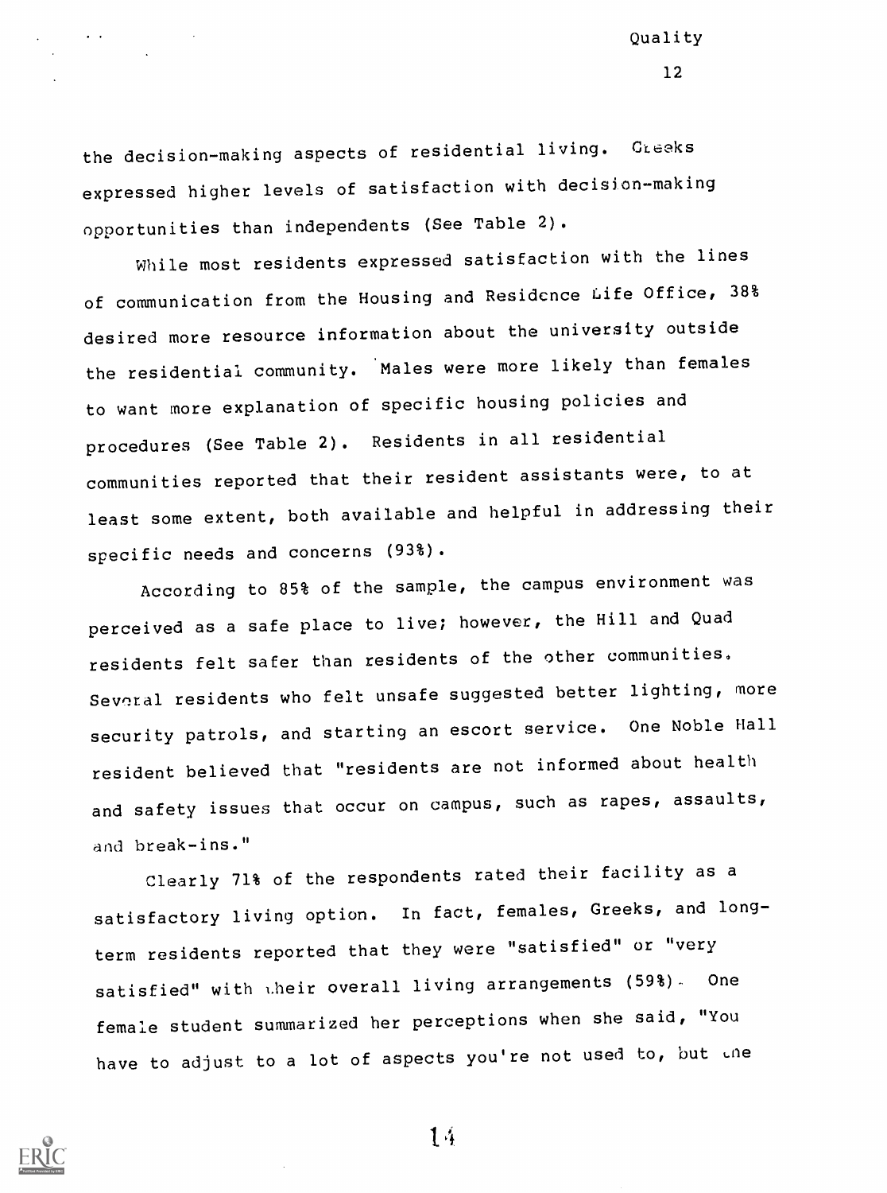the decision-making aspects of residential living. Greeks expressed higher levels of satisfaction with decision-making opportunities than independents (See Table 2).

While most residents expressed satisfaction with the lines of communication from the Housing and Residence Life Office, 38% desired more resource information about the university outside the residential community. Males were more likely than females to want more explanation of specific housing policies and procedures (See Table 2). Residents in all residential communities reported that their resident assistants were, to at least some extent, both available and helpful in addressing their specific needs and concerns (93%).

According to 85% of the sample, the campus environment was perceived as a safe place to live; however, the Hill and Quad residents felt safer than residents of the other communities. Several residents who felt unsafe suggested better lighting, more security patrols, and starting an escort service. One Noble Hall resident believed that "residents are not informed about health and safety issues that occur on campus, such as rapes, assaults, and break-ins."

Clearly 71% of the respondents rated their facility as a satisfactory living option. In fact, females, Greeks, and long-term residents reported that they were "satisfied" or "very satisfied" with their overall living arrangements (59%). One female student summarized her perceptions when she said, "You have to adjust to a lot of aspects you're not used to, but the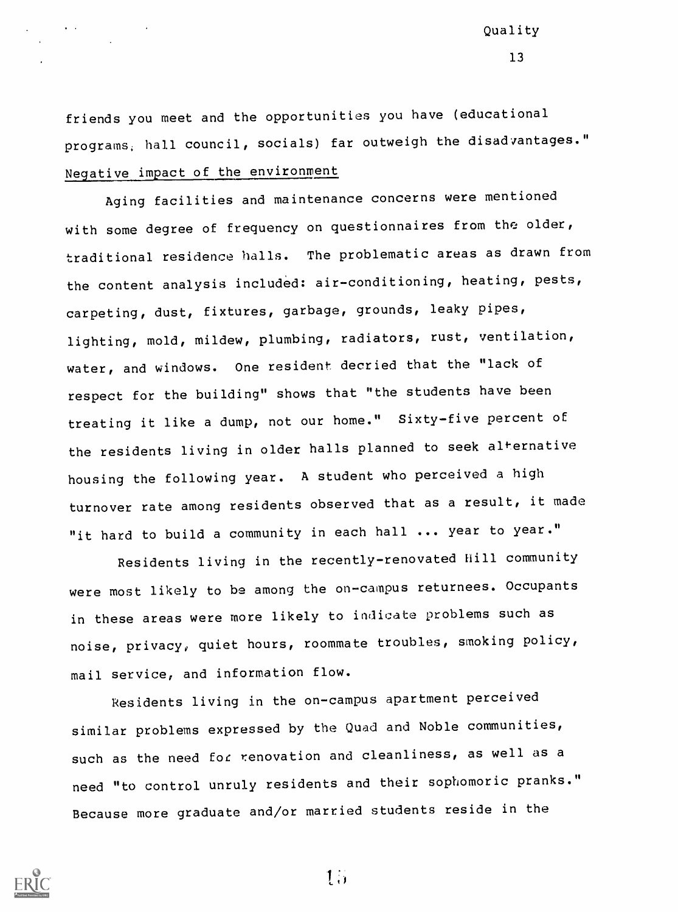friends you meet and the opportunities you have (educational programs, hall council, socials) far outweigh the disadvantages."

Negative impact of the environment

Aging facilities and maintenance concerns were mentioned with some degree of frequency on questionnaires from the older, traditional residence halls. The problematic areas as drawn from the content analysis included: air-conditioning, heating, pests, carpeting, dust, fixtures, garbage, grounds, leaky pipes, lighting, mold, mildew, plumbing, radiators, rust, ventilation, water, and windows. One resident decried that the "lack of respect for the building" shows that "the students have been treating it like a dump, not our home." Sixty-five percent of the residents living in older halls planned to seek alternative housing the following year. A student who perceived a high turnover rate among residents observed that as a result, it made "it hard to build a community in each hall ... year to year."

Residents living in the recently-renovated Hill community were most likely to be among the on-campus returnees. Occupants in these areas were more likely to indicate problems such as noise, privacy, quiet hours, roommate troubles, smoking policy, mail service, and information flow.

Residents living in the on-campus apartment perceived similar problems expressed by the Quad and Noble communities, such as the need for renovation and cleanliness, as well as a need "to control unruly residents and their sophomoric pranks." Because more graduate and/or married students reside in the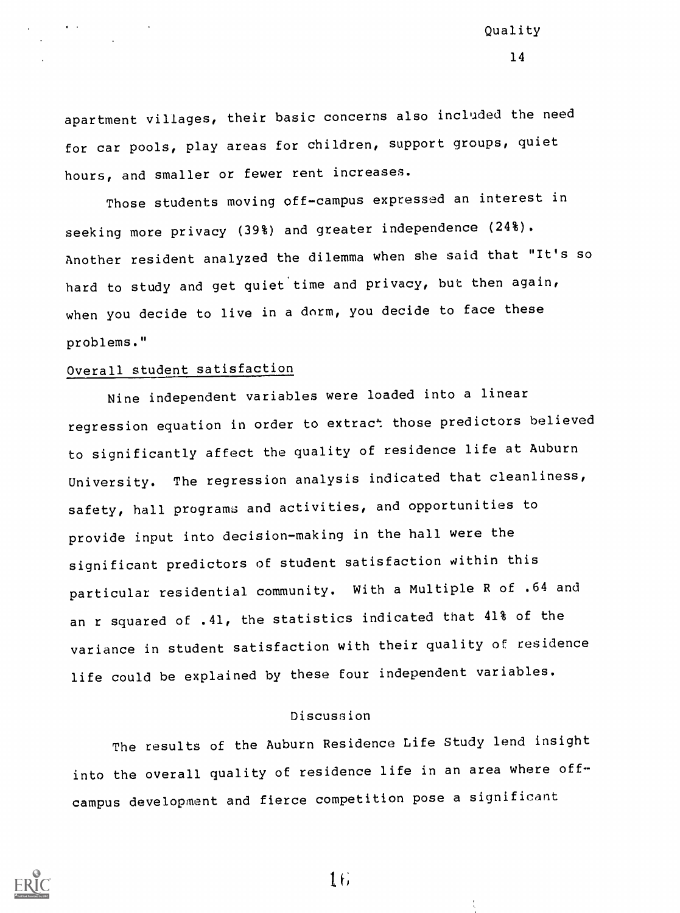apartment villages, their basic concerns also included the need for car pools, play areas for children, support groups, quiet hours, and smaller or fewer rent increases.

Those students moving off-campus expressed an interest in seeking more privacy (39%) and greater independence (24%). Another resident analyzed the dilemma when she said that "It's so hard to study and get quiet time and privacy, but then again, when you decide to live in a dorm, you decide to face these problems."

Overall student satisfaction

Nine independent variables were loaded into a linear regression equation in order to extract those predictors believed to significantly affect the quality of residence life at Auburn University. The regression analysis indicated that cleanliness, safety, hall programs and activities, and opportunities to provide input into decision-making in the hall were the significant predictors of student satisfaction within this particular residential community. With a Multiple R of .64 and an r squared of .41, the statistics indicated that 41% of the variance in student satisfaction with their quality of residence life could be explained by these four independent variables.

## Discussion

The results of the Auburn Residence Life Study lend insight into the overall quality of residence life in an area where off-campus development and fierce competition pose a significant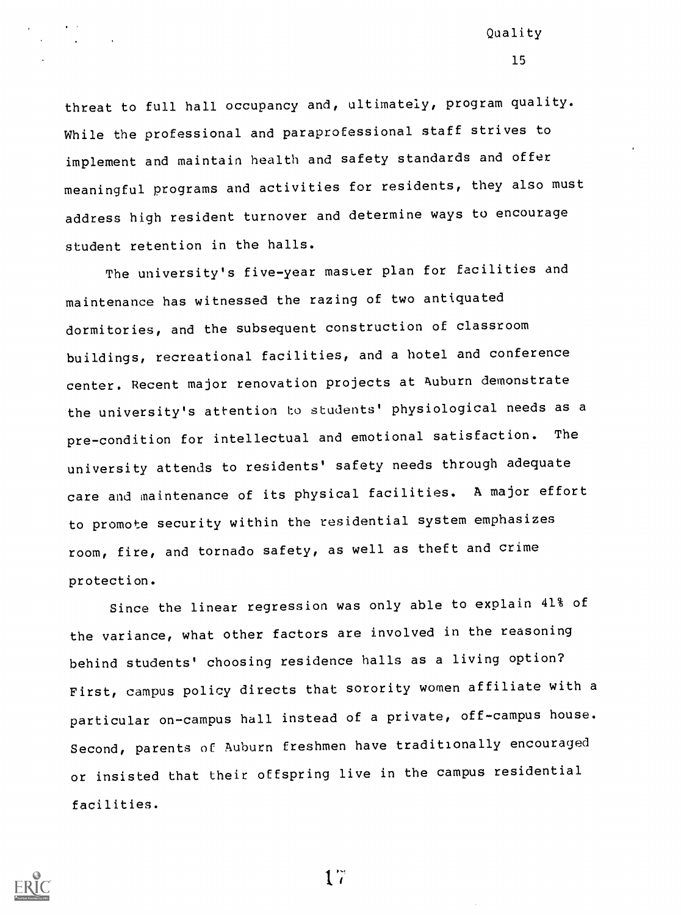threat to full hall occupancy and, ultimately, program quality. While the professional and paraprofessional staff strives to implement and maintain health and safety standards and offer meaningful programs and activities for residents, they also must address high resident turnover and determine ways to encourage student retention in the halls.

The university's five-year master plan for facilities and maintenance has witnessed the razing of two antiquated dormitories, and the subsequent construction of classroom buildings, recreational facilities, and a hotel and conference center. Recent major renovation projects at Auburn demonstrate the university's attention to students' physiological needs as a pre-condition for intellectual and emotional satisfaction. The university attends to residents' safety needs through adequate care and maintenance of its physical facilities. A major effort to promote security within the residential system emphasizes room, fire, and tornado safety, as well as theft and crime protection.

Since the linear regression was only able to explain 41% of the variance, what other factors are involved in the reasoning behind students' choosing residence halls as a living option? First, campus policy directs that sorority women affiliate with a particular on-campus hall instead of a private, off-campus house. Second, parents of Auburn freshmen have traditionally encouraged or insisted that their offspring live in the campus residential facilities.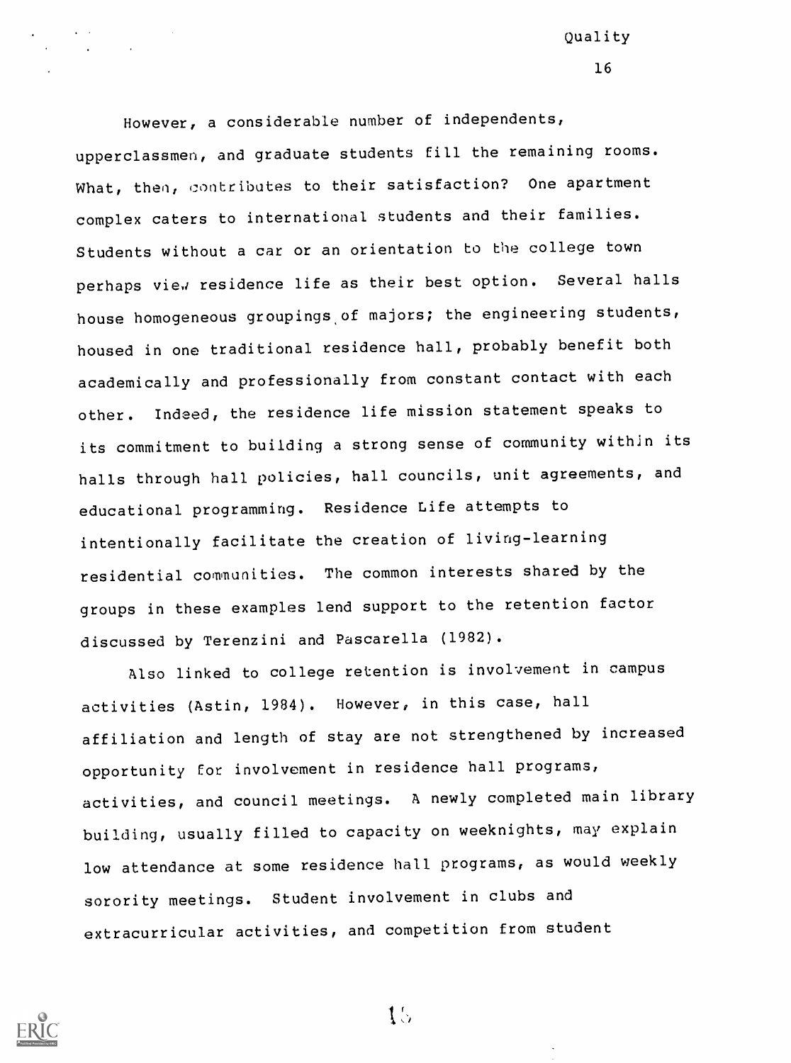However, a considerable number of independents, upperclassmen, and graduate students fill the remaining rooms. What, then, contributes to their satisfaction? One apartment complex caters to international students and their families. Students without a car or an orientation to the college town perhaps view residence life as their best option. Several halls house homogeneous groupings of majors; the engineering students, housed in one traditional residence hall, probably benefit both academically and professionally from constant contact with each other. Indeed, the residence life mission statement speaks to its commitment to building a strong sense of community within its halls through hall policies, hall councils, unit agreements, and educational programming. Residence Life attempts to intentionally facilitate the creation of living-learning residential communities. The common interests shared by the groups in these examples lend support to the retention factor discussed by Terenzini and Pascarella (1982).

Also linked to college retention is involvement in campus activities (Astin, 1984). However, in this case, hall affiliation and length of stay are not strengthened by increased opportunity for involvement in residence hall programs, activities, and council meetings. A newly completed main library building, usually filled to capacity on weeknights, may explain low attendance at some residence hall programs, as would weekly sorority meetings. Student involvement in clubs and extracurricular activities, and competition from student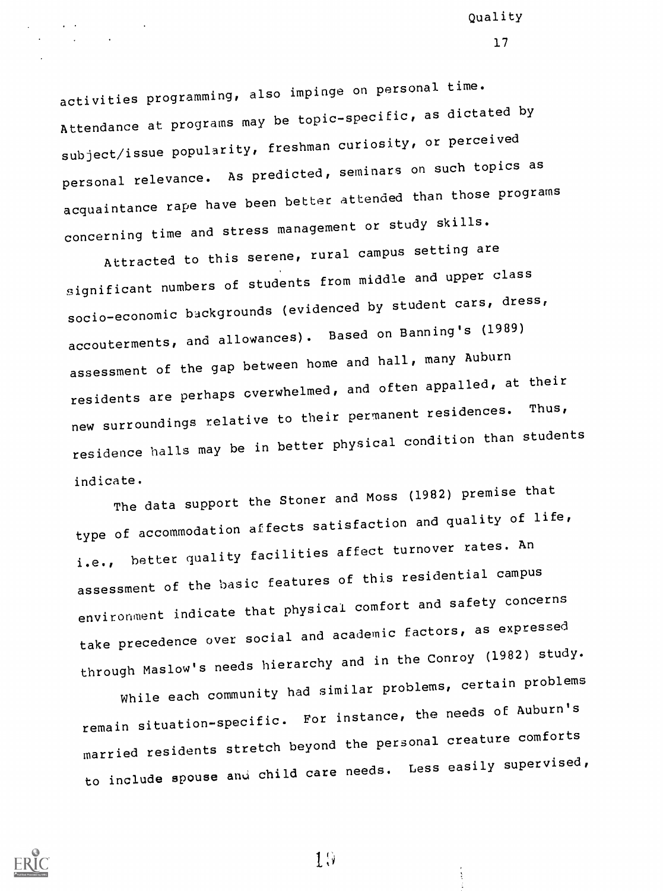activities programming, also impinge on personal time. Attendance at programs may be topic-specific, as dictated by subject/issue popularity, freshman curiosity, or perceived personal relevance. As predicted, seminars on such topics as acquaintance rape have been better attended than those programs concerning time and stress management or study skills.

Attracted to this serene, rural campus setting are significant numbers of students from middle and upper class socio-economic backgrounds (evidenced by student cars, dress, accouterments, and allowances). Based on Banning's (1989) assessment of the gap between home and hall, many Auburn residents are perhaps overwhelmed, and often appalled, at their new surroundings relative to their permanent residences. Thus, residence halls may be in better physical condition than students indicate.

The data support the Stoner and Moss (1982) premise that type of accommodation affects satisfaction and quality of life, i.e., better quality facilities affect turnover rates. An assessment of the basic features of this residential campus environment indicate that physical comfort and safety concerns take precedence over social and academic factors, as expressed through Maslow's needs hierarchy and in the Conroy (1982) study.

While each community had similar problems, certain problems remain situation-specific. For instance, the needs of Auburn's married residents stretch beyond the personal creature comforts to include spouse and child care needs. Less easily supervised,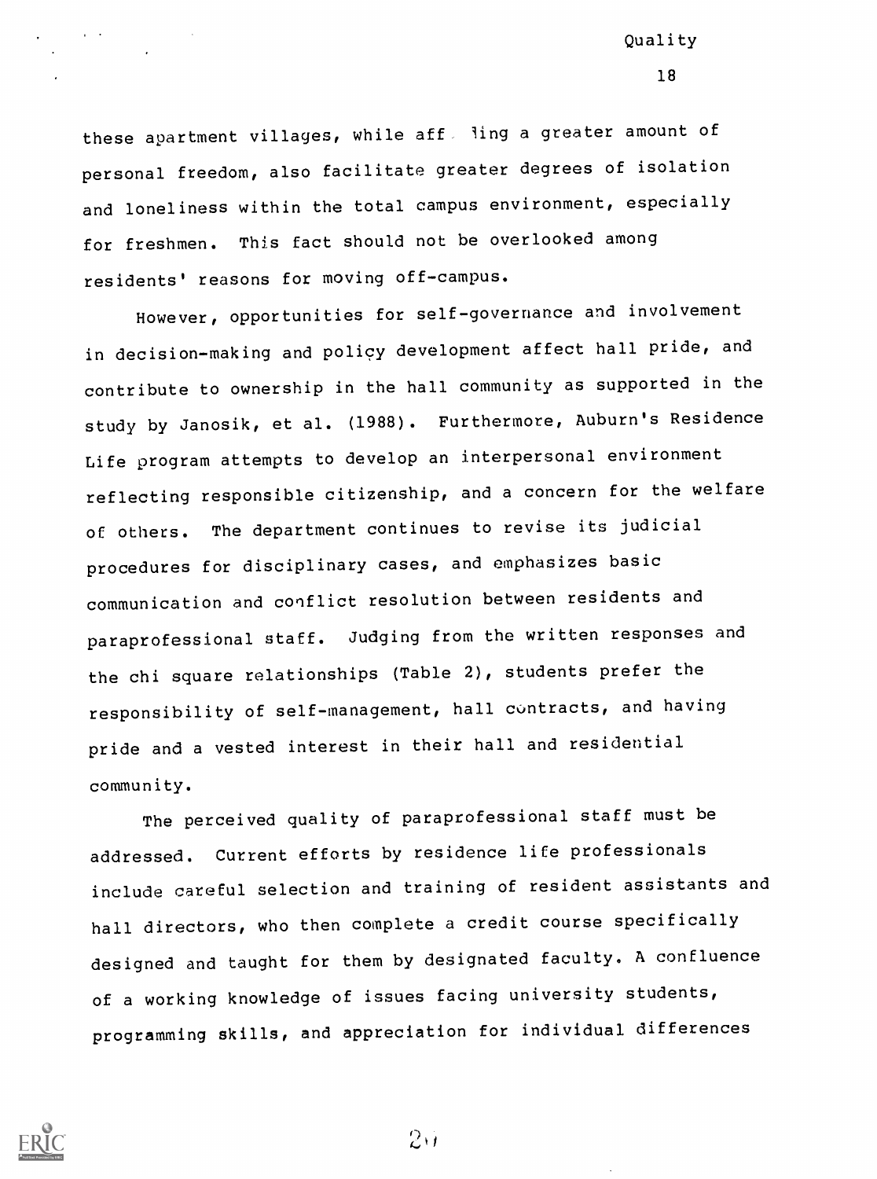these apartment villages, while aff ling a greater amount of personal freedom, also facilitate greater degrees of isolation and loneliness within the total campus environment, especially for freshmen. This fact should not be overlooked among residents' reasons for moving off-campus.

However, opportunities for self-governance and involvement in decision-making and policy development affect hall pride, and contribute to ownership in the hall community as supported in the study by Janosik, et al. (1988). Furthermore, Auburn's Residence Life program attempts to develop an interpersonal environment reflecting responsible citizenship, and a concern for the welfare of others. The department continues to revise its judicial procedures for disciplinary cases, and emphasizes basic communication and conflict resolution between residents and paraprofessional staff. Judging from the written responses and the chi square relationships (Table 2), students prefer the responsibility of self-management, hall contracts, and having pride and a vested interest in their hall and residential community.

The perceived quality of paraprofessional staff must be addressed. Current efforts by residence life professionals include careful selection and training of resident assistants and hall directors, who then complete a credit course specifically designed and taught for them by designated faculty. A confluence of a working knowledge of issues facing university students, programming skills, and appreciation for individual differences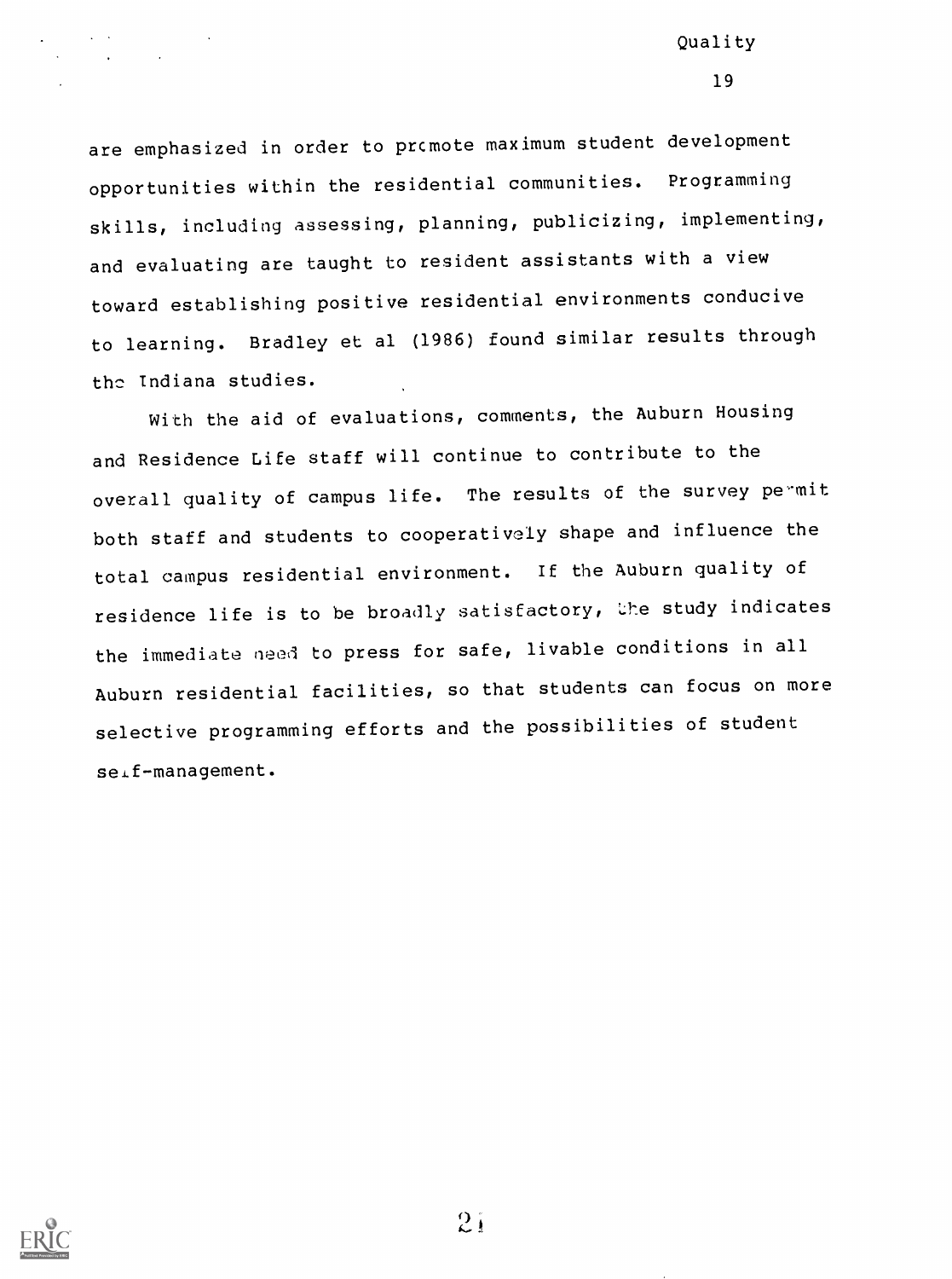are emphasized in order to promote maximum student development opportunities within the residential communities. Programming skills, including assessing, planning, publicizing, implementing, and evaluating are taught to resident assistants with a view toward establishing positive residential environments conducive to learning. Bradley et al (1986) found similar results through the Indiana studies.

With the aid of evaluations, comments, the Auburn Housing and Residence Life staff will continue to contribute to the overall quality of campus life. The results of the survey permit both staff and students to cooperatively shape and influence the total campus residential environment. If the Auburn quality of residence life is to be broadly satisfactory, the study indicates the immediate need to press for safe, livable conditions in all Auburn residential facilities, so that students can focus on more selective programming efforts and the possibilities of student self-management.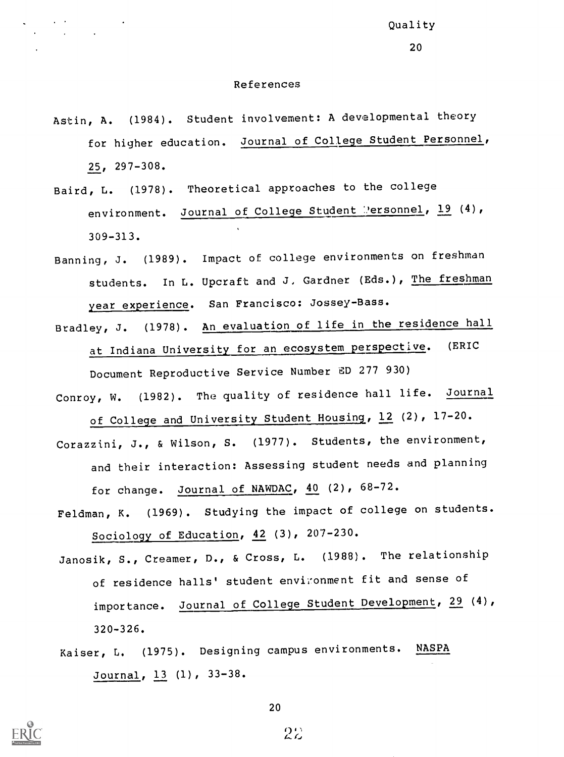## References

Astin, A. (1984). Student involvement: A developmental theory for higher education. Journal of College Student Personnel, 25, 297-308.

Baird, L. (1978). Theoretical approaches to the college environment. Journal of College Student Personnel, 19 (4), 309-313.

Banning, J. (1989). Impact of college environments on freshman students. In L. Upcraft and J. Gardner (Eds.), The freshman year experience. San Francisco: Jossey-Bass.

Bradley, J. (1978). An evaluation of life in the residence hall at Indiana University for an ecosystem perspective. (ERIC Document Reproductive Service Number ED 277 930)

Conroy, W. (1982). The quality of residence hall life. Journal of College and University Student Housing, 12 (2), 17-20.

Corazzini, J., & Wilson, S. (1977). Students, the environment, and their interaction: Assessing student needs and planning for change. Journal of NAWDAC, 40 (2), 68-72.

Feldman, K. (1969). Studying the impact of college on students. Sociology of Education, 42 (3), 207-230.

Janosik, S., Creamer, D., & Cross, L. (1988). The relationship of residence halls' student environment fit and sense of importance. Journal of College Student Development, 29 (4), 320-326.

Kaiser, L. (1975). Designing campus environments. NASPA Journal, 13 (1), 33-38.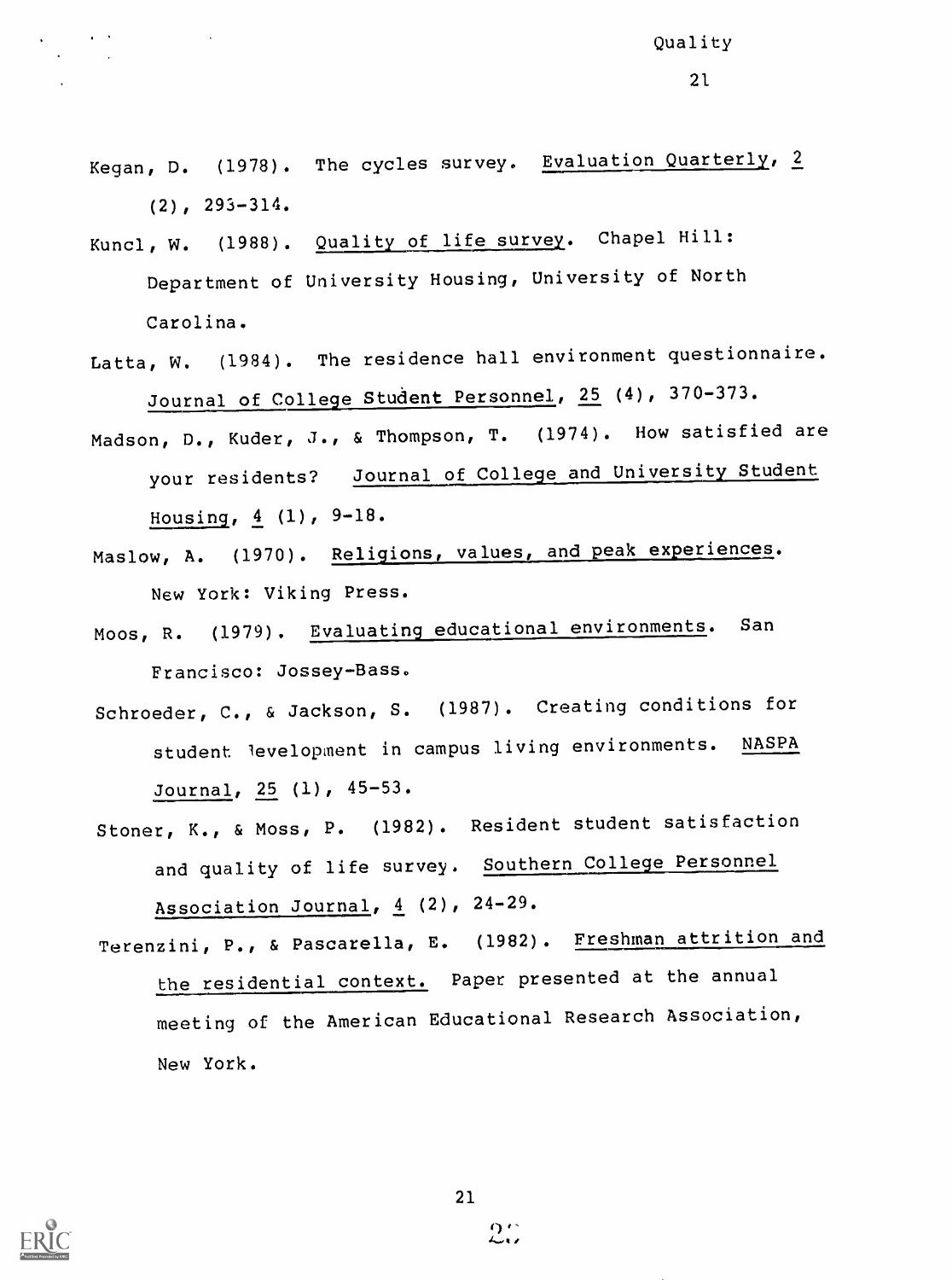Kegan, D. (1978). The cycles survey. Evaluation Quarterly, 2 (2), 293-314.

Kuncl, W. (1988). Quality of life survey. Chapel Hill: Department of University Housing, University of North Carolina.

Latta, W. (1984). The residence hall environment questionnaire. Journal of College Student Personnel, 25 (4), 370-373.

Madson, D., Kuder, J., & Thompson, T. (1974). How satisfied are your residents? Journal of College and University Student Housing, 4 (1), 9-18.

Maslow, A. (1970). Religions, values, and peak experiences. New York: Viking Press.

Moos, R. (1979). Evaluating educational environments. San Francisco: Jossey-Bass.

Schroeder, C., & Jackson, S. (1987). Creating conditions for student levelopment in campus living environments. NASPA Journal, 25 (1), 45-53.

Stoner, K., & Moss, P. (1982). Resident student satisfaction and quality of life survey. Southern College Personnel Association Journal, 4 (2), 24-29.

Terenzini, P., & Pascarella, E. (1982). Freshman attrition and the residential context. Paper presented at the annual meeting of the American Educational Research Association, New York.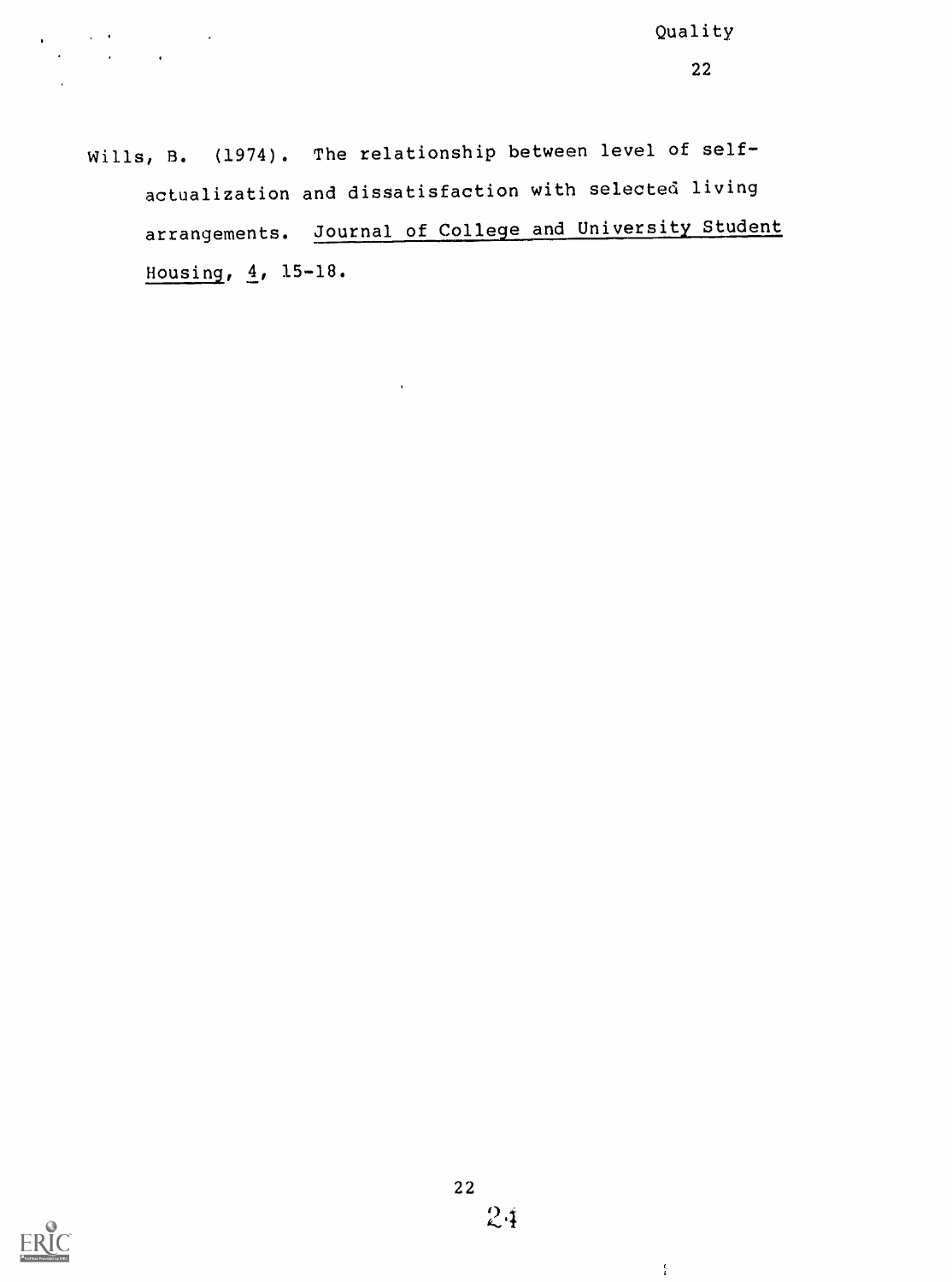Wills, B. (1974). The relationship between level of self-actualization and dissatisfaction with selected living arrangements. Journal of College and University Student Housing, 4, 15-18.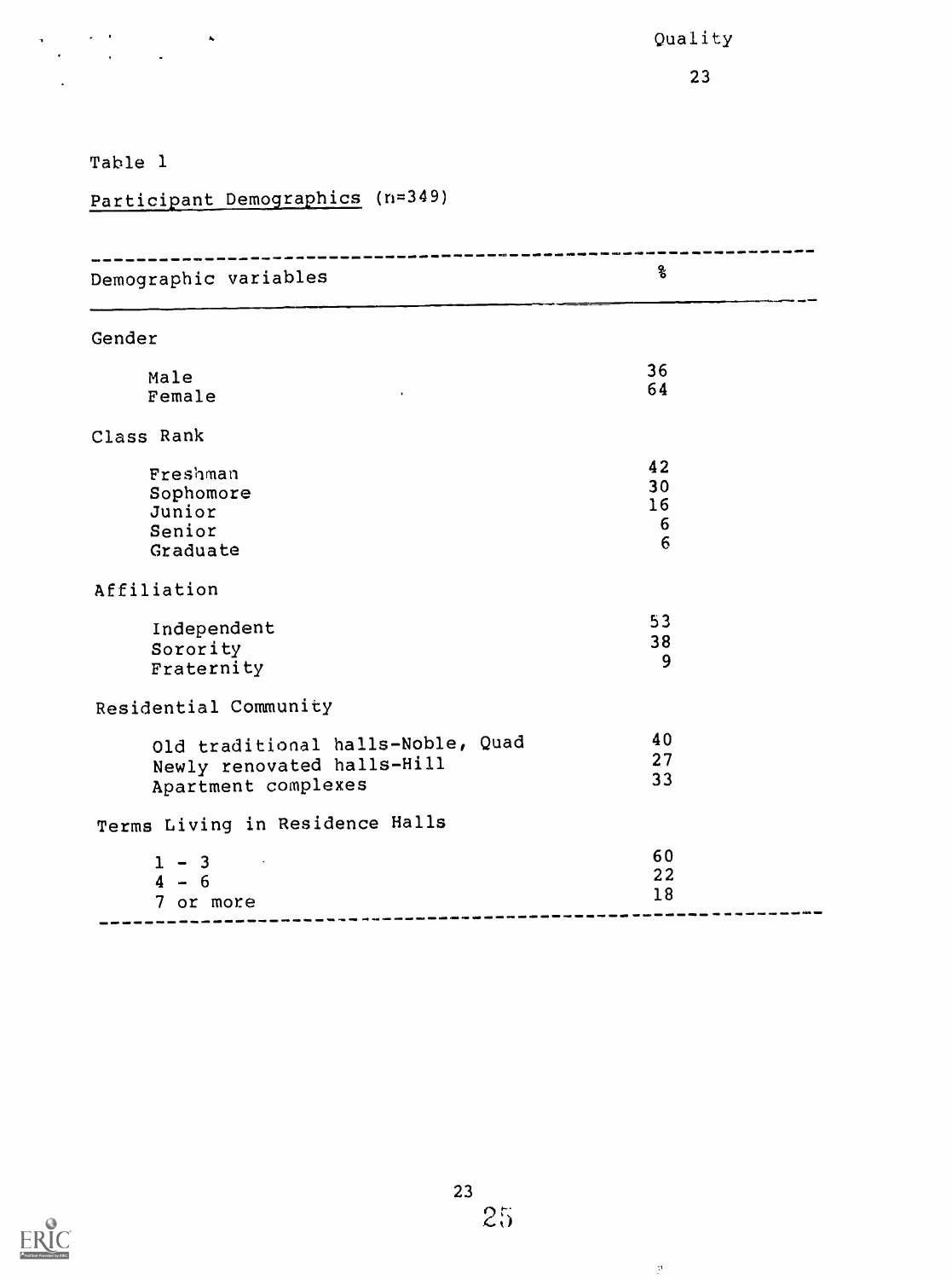Table 1

Participant Demographics (n=349)

| Demographic variables | % |
|---|---|
| **Gender** | |
| Male | 36 |
| Female | 64 |
| **Class Rank** | |
| Freshman | 42 |
| Sophomore | 30 |
| Junior | 16 |
| Senior | 6 |
| Graduate | 6 |
| **Affiliation** | |
| Independent | 53 |
| Sorority | 38 |
| Fraternity | 9 |
| **Residential Community** | |
| Old traditional halls-Noble, Quad | 40 |
| Newly renovated halls-Hill | 27 |
| Apartment complexes | 33 |
| **Terms Living in Residence Halls** | |
| 1 - 3 | 60 |
| 4 - 6 | 22 |
| 7 or more | 18 |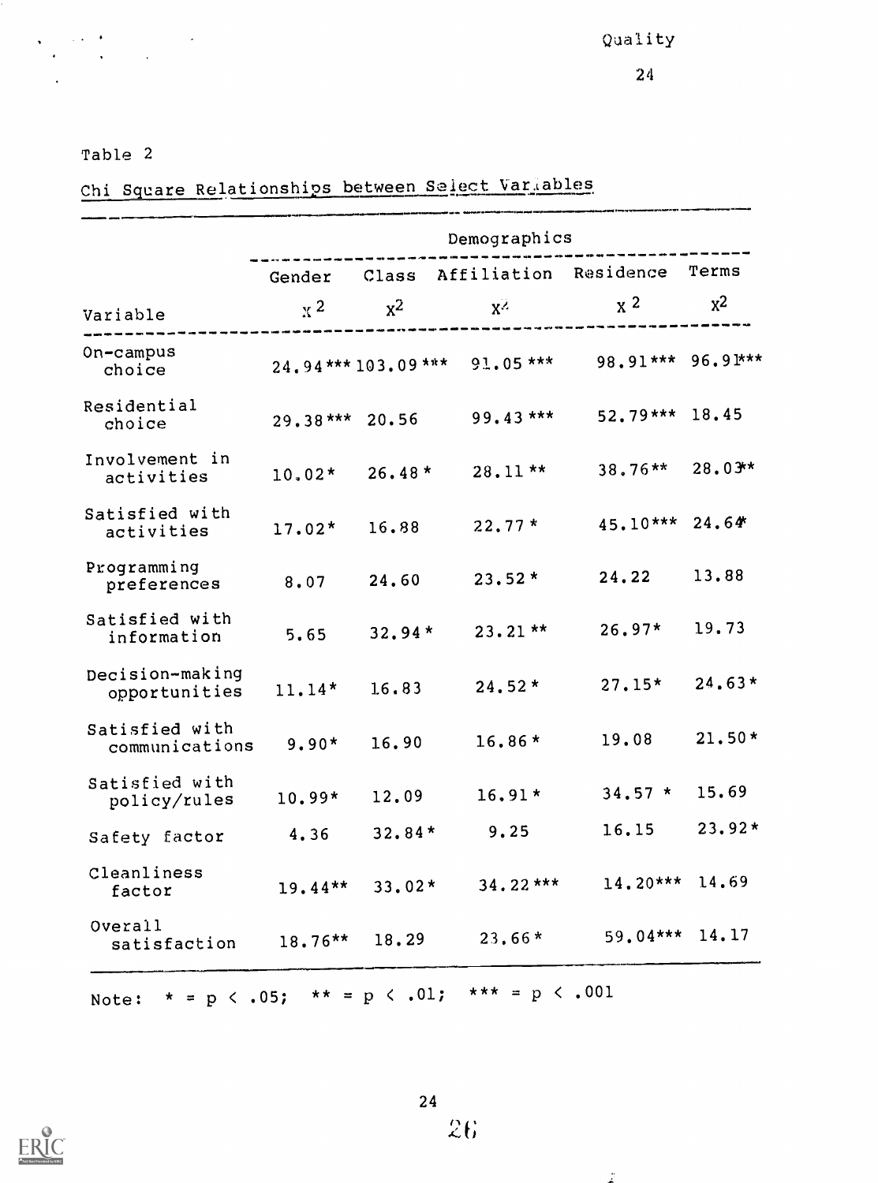Table 2

Chi Square Relationships between Select Variables

| | Demographics | | | | |
|---|---|---|---|---|---|
| | Gender | Class | Affiliation | Residence | Terms |
| Variable | $\chi^2$ | $\chi^2$ | $\chi^2$ | $\chi^2$ | $\chi^2$ |
| On-campus choice | 24.94*** | 103.09*** | 91.05*** | 98.91*** | 96.91*** |
| Residential choice | 29.38*** | 20.56 | 99.43*** | 52.79*** | 18.45 |
| Involvement in activities | 10.02* | 26.48* | 28.11** | 38.76** | 28.03** |
| Satisfied with activities | 17.02* | 16.88 | 22.77* | 45.10*** | 24.64* |
| Programming preferences | 8.07 | 24.60 | 23.52* | 24.22 | 13.88 |
| Satisfied with information | 5.65 | 32.94* | 23.21** | 26.97* | 19.73 |
| Decision-making opportunities | 11.14* | 16.83 | 24.52* | 27.15* | 24.63* |
| Satisfied with communications | 9.90* | 16.90 | 16.86* | 19.08 | 21.50* |
| Satisfied with policy/rules | 10.99* | 12.09 | 16.91* | 34.57* | 15.69 |
| Safety factor | 4.36 | 32.84* | 9.25 | 16.15 | 23.92* |
| Cleanliness factor | 19.44** | 33.02* | 34.22*** | 14.20*** | 14.69 |
| Overall satisfaction | 18.76** | 18.29 | 23.66* | 59.04*** | 14.17 |

Note: * = $p < .05$; ** = $p < .01$; *** = $p < .001$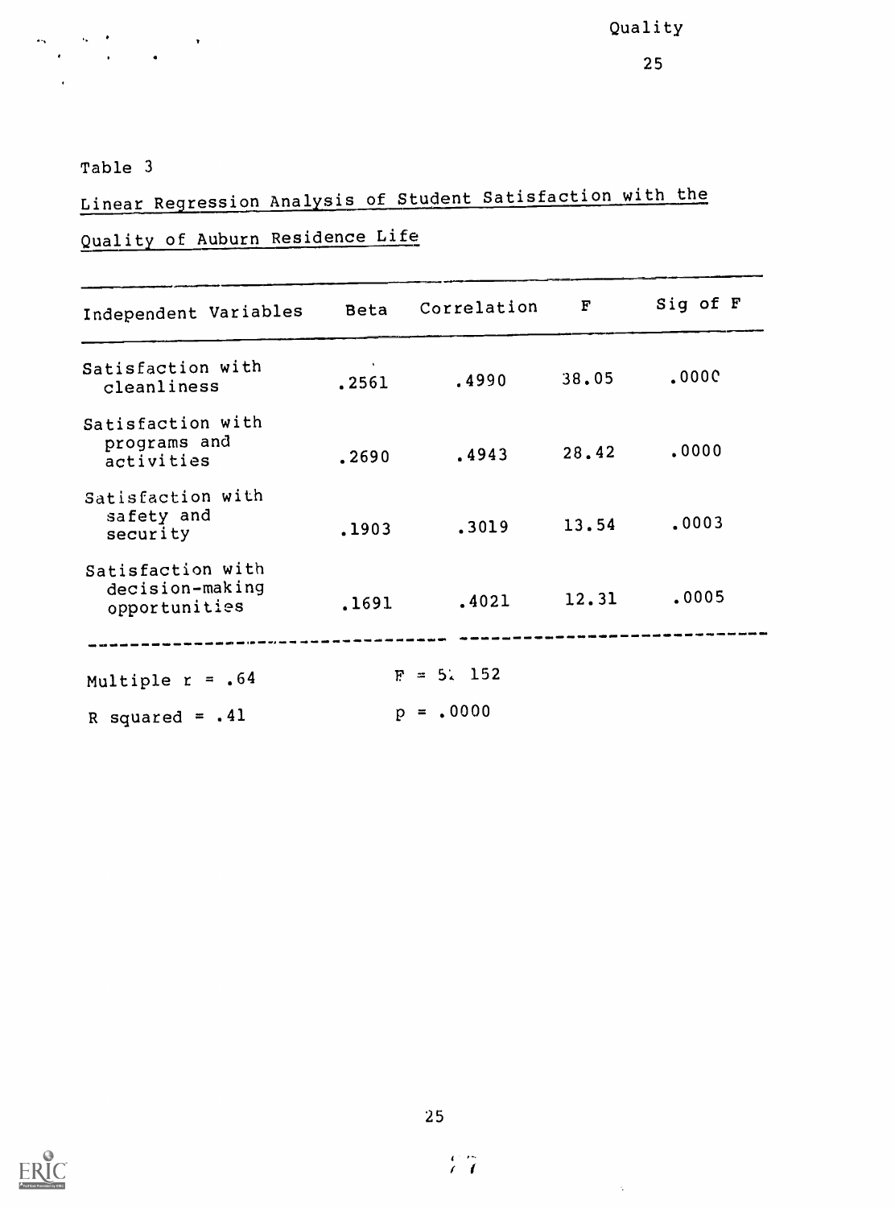Table 3

Linear Regression Analysis of Student Satisfaction with the Quality of Auburn Residence Life

| Independent Variables | Beta | Correlation | F | Sig of F |
|---|---|---|---|---|
| Satisfaction with cleanliness | .2561 | .4990 | 38.05 | .000C |
| Satisfaction with programs and activities | .2690 | .4943 | 28.42 | .0000 |
| Satisfaction with safety and security | .1903 | .3019 | 13.54 | .0003 |
| Satisfaction with decision-making opportunities | .1691 | .4021 | 12.31 | .0005 |

Multiple r = .64 &nbsp;&nbsp;&nbsp; $F = 5.152$

R squared = .41 &nbsp;&nbsp;&nbsp; $p = .0000$